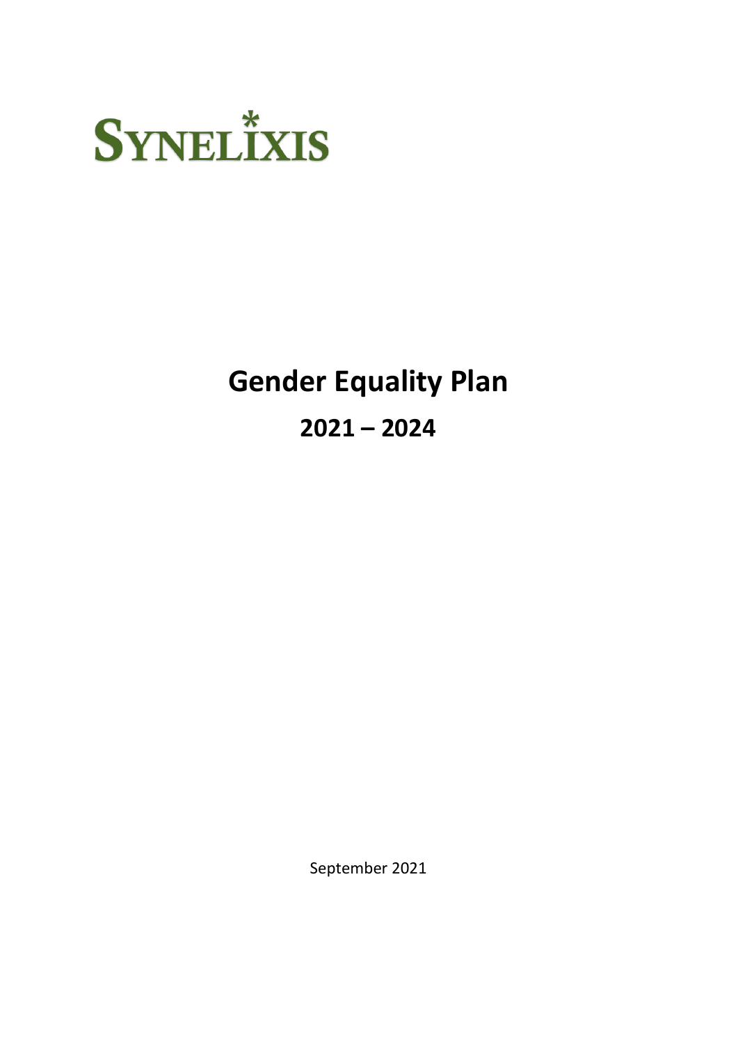SYNELIXIS

# Gender Equality Plan

## 2021 – 2024

September 2021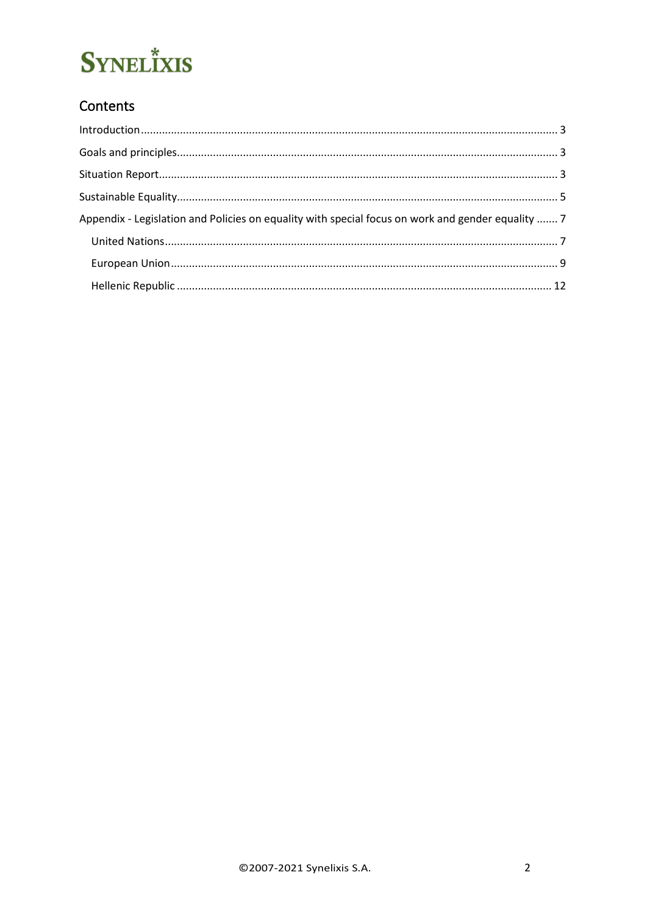SYNELIXIS

## Contents

Introduction ........................................................................................................................................... 3

Goals and principles............................................................................................................................... 3

Situation Report...................................................................................................................................... 3

Sustainable Equality............................................................................................................................... 5

Appendix - Legislation and Policies on equality with special focus on work and gender equality ....... 7

- United Nations.................................................................................................................................. 7
- European Union ............................................................................................................................... 9
- Hellenic Republic ............................................................................................................................ 12

©2007-2021 Synelixis S.A.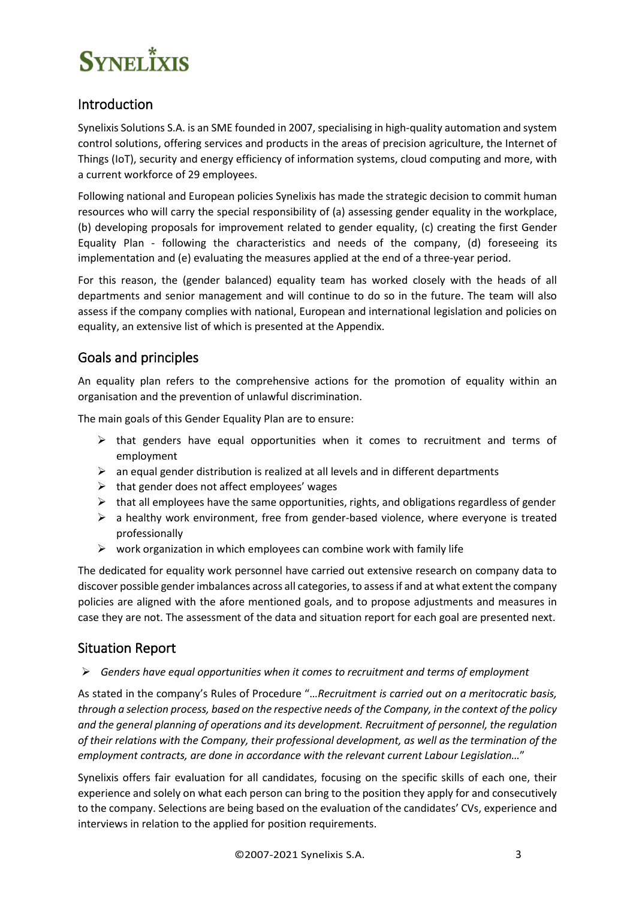## Introduction

Synelixis Solutions S.A. is an SME founded in 2007, specialising in high-quality automation and system control solutions, offering services and products in the areas of precision agriculture, the Internet of Things (IoT), security and energy efficiency of information systems, cloud computing and more, with a current workforce of 29 employees.

Following national and European policies Synelixis has made the strategic decision to commit human resources who will carry the special responsibility of (a) assessing gender equality in the workplace, (b) developing proposals for improvement related to gender equality, (c) creating the first Gender Equality Plan - following the characteristics and needs of the company, (d) foreseeing its implementation and (e) evaluating the measures applied at the end of a three-year period.

For this reason, the (gender balanced) equality team has worked closely with the heads of all departments and senior management and will continue to do so in the future. The team will also assess if the company complies with national, European and international legislation and policies on equality, an extensive list of which is presented at the Appendix.

## Goals and principles

An equality plan refers to the comprehensive actions for the promotion of equality within an organisation and the prevention of unlawful discrimination.

The main goals of this Gender Equality Plan are to ensure:

- that genders have equal opportunities when it comes to recruitment and terms of employment
- an equal gender distribution is realized at all levels and in different departments
- that gender does not affect employees' wages
- that all employees have the same opportunities, rights, and obligations regardless of gender
- a healthy work environment, free from gender-based violence, where everyone is treated professionally
- work organization in which employees can combine work with family life

The dedicated for equality work personnel have carried out extensive research on company data to discover possible gender imbalances across all categories, to assess if and at what extent the company policies are aligned with the afore mentioned goals, and to propose adjustments and measures in case they are not. The assessment of the data and situation report for each goal are presented next.

## Situation Report

- *Genders have equal opportunities when it comes to recruitment and terms of employment*

As stated in the company's Rules of Procedure "…*Recruitment is carried out on a meritocratic basis, through a selection process, based on the respective needs of the Company, in the context of the policy and the general planning of operations and its development. Recruitment of personnel, the regulation of their relations with the Company, their professional development, as well as the termination of the employment contracts, are done in accordance with the relevant current Labour Legislation…*"

Synelixis offers fair evaluation for all candidates, focusing on the specific skills of each one, their experience and solely on what each person can bring to the position they apply for and consecutively to the company. Selections are being based on the evaluation of the candidates' CVs, experience and interviews in relation to the applied for position requirements.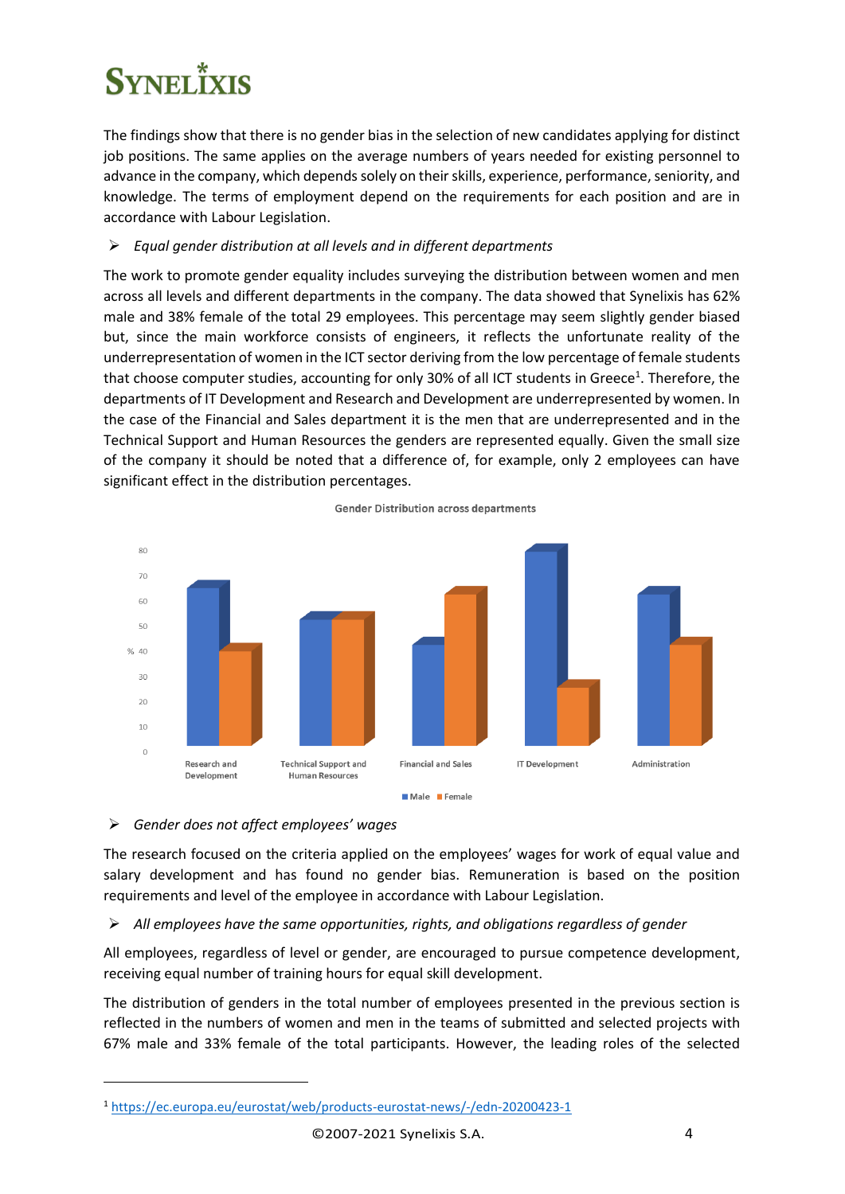The findings show that there is no gender bias in the selection of new candidates applying for distinct job positions. The same applies on the average numbers of years needed for existing personnel to advance in the company, which depends solely on their skills, experience, performance, seniority, and knowledge. The terms of employment depend on the requirements for each position and are in accordance with Labour Legislation.

- *Equal gender distribution at all levels and in different departments*

The work to promote gender equality includes surveying the distribution between women and men across all levels and different departments in the company. The data showed that Synelixis has 62% male and 38% female of the total 29 employees. This percentage may seem slightly gender biased but, since the main workforce consists of engineers, it reflects the unfortunate reality of the underrepresentation of women in the ICT sector deriving from the low percentage of female students that choose computer studies, accounting for only 30% of all ICT students in Greece[1]. Therefore, the departments of IT Development and Research and Development are underrepresented by women. In the case of the Financial and Sales department it is the men that are underrepresented and in the Technical Support and Human Resources the genders are represented equally. Given the small size of the company it should be noted that a difference of, for example, only 2 employees can have significant effect in the distribution percentages.

Gender Distribution across departments

- *Gender does not affect employees' wages*

The research focused on the criteria applied on the employees' wages for work of equal value and salary development and has found no gender bias. Remuneration is based on the position requirements and level of the employee in accordance with Labour Legislation.

- *All employees have the same opportunities, rights, and obligations regardless of gender*

All employees, regardless of level or gender, are encouraged to pursue competence development, receiving equal number of training hours for equal skill development.

The distribution of genders in the total number of employees presented in the previous section is reflected in the numbers of women and men in the teams of submitted and selected projects with 67% male and 33% female of the total participants. However, the leading roles of the selected

[1] https://ec.europa.eu/eurostat/web/products-eurostat-news/-/edn-20200423-1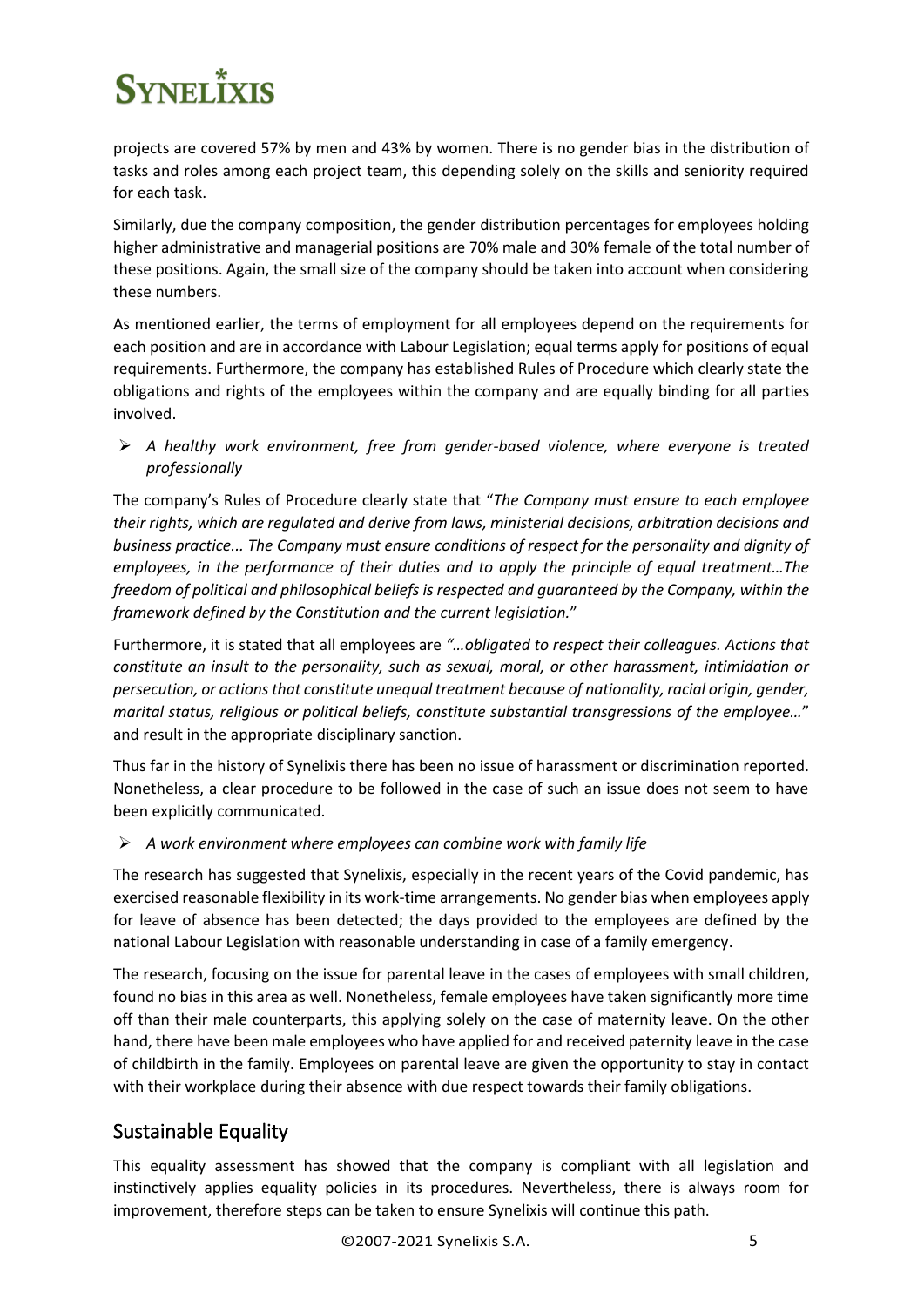projects are covered 57% by men and 43% by women. There is no gender bias in the distribution of tasks and roles among each project team, this depending solely on the skills and seniority required for each task.

Similarly, due the company composition, the gender distribution percentages for employees holding higher administrative and managerial positions are 70% male and 30% female of the total number of these positions. Again, the small size of the company should be taken into account when considering these numbers.

As mentioned earlier, the terms of employment for all employees depend on the requirements for each position and are in accordance with Labour Legislation; equal terms apply for positions of equal requirements. Furthermore, the company has established Rules of Procedure which clearly state the obligations and rights of the employees within the company and are equally binding for all parties involved.

- *A healthy work environment, free from gender-based violence, where everyone is treated professionally*

The company's Rules of Procedure clearly state that "*The Company must ensure to each employee their rights, which are regulated and derive from laws, ministerial decisions, arbitration decisions and business practice... The Company must ensure conditions of respect for the personality and dignity of employees, in the performance of their duties and to apply the principle of equal treatment…The freedom of political and philosophical beliefs is respected and guaranteed by the Company, within the framework defined by the Constitution and the current legislation.*"

Furthermore, it is stated that all employees are *"…obligated to respect their colleagues. Actions that constitute an insult to the personality, such as sexual, moral, or other harassment, intimidation or persecution, or actions that constitute unequal treatment because of nationality, racial origin, gender, marital status, religious or political beliefs, constitute substantial transgressions of the employee…*" and result in the appropriate disciplinary sanction.

Thus far in the history of Synelixis there has been no issue of harassment or discrimination reported. Nonetheless, a clear procedure to be followed in the case of such an issue does not seem to have been explicitly communicated.

- *A work environment where employees can combine work with family life*

The research has suggested that Synelixis, especially in the recent years of the Covid pandemic, has exercised reasonable flexibility in its work-time arrangements. No gender bias when employees apply for leave of absence has been detected; the days provided to the employees are defined by the national Labour Legislation with reasonable understanding in case of a family emergency.

The research, focusing on the issue for parental leave in the cases of employees with small children, found no bias in this area as well. Nonetheless, female employees have taken significantly more time off than their male counterparts, this applying solely on the case of maternity leave. On the other hand, there have been male employees who have applied for and received paternity leave in the case of childbirth in the family. Employees on parental leave are given the opportunity to stay in contact with their workplace during their absence with due respect towards their family obligations.

## Sustainable Equality

This equality assessment has showed that the company is compliant with all legislation and instinctively applies equality policies in its procedures. Nevertheless, there is always room for improvement, therefore steps can be taken to ensure Synelixis will continue this path.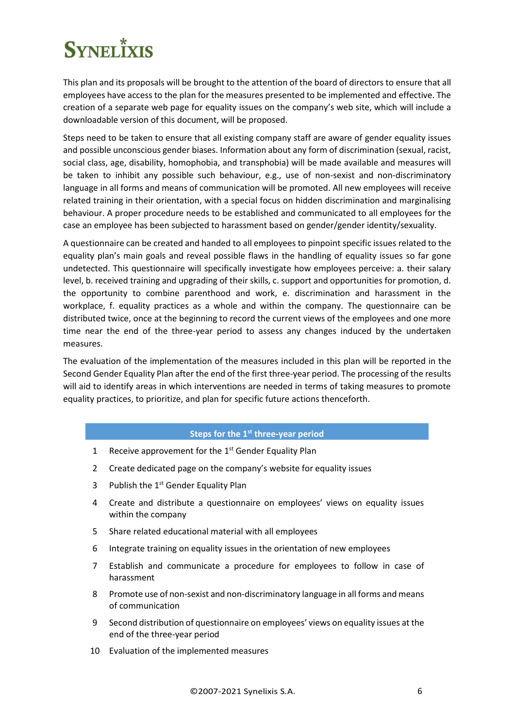This plan and its proposals will be brought to the attention of the board of directors to ensure that all employees have access to the plan for the measures presented to be implemented and effective. The creation of a separate web page for equality issues on the company's web site, which will include a downloadable version of this document, will be proposed.

Steps need to be taken to ensure that all existing company staff are aware of gender equality issues and possible unconscious gender biases. Information about any form of discrimination (sexual, racist, social class, age, disability, homophobia, and transphobia) will be made available and measures will be taken to inhibit any possible such behaviour, e.g., use of non-sexist and non-discriminatory language in all forms and means of communication will be promoted. All new employees will receive related training in their orientation, with a special focus on hidden discrimination and marginalising behaviour. A proper procedure needs to be established and communicated to all employees for the case an employee has been subjected to harassment based on gender/gender identity/sexuality.

A questionnaire can be created and handed to all employees to pinpoint specific issues related to the equality plan's main goals and reveal possible flaws in the handling of equality issues so far gone undetected. This questionnaire will specifically investigate how employees perceive: a. their salary level, b. received training and upgrading of their skills, c. support and opportunities for promotion, d. the opportunity to combine parenthood and work, e. discrimination and harassment in the workplace, f. equality practices as a whole and within the company. The questionnaire can be distributed twice, once at the beginning to record the current views of the employees and one more time near the end of the three-year period to assess any changes induced by the undertaken measures.

The evaluation of the implementation of the measures included in this plan will be reported in the Second Gender Equality Plan after the end of the first three-year period. The processing of the results will aid to identify areas in which interventions are needed in terms of taking measures to promote equality practices, to prioritize, and plan for specific future actions thenceforth.

| | Steps for the 1st three-year period |
|---|---|
| 1 | Receive approvement for the 1st Gender Equality Plan |
| 2 | Create dedicated page on the company's website for equality issues |
| 3 | Publish the 1st Gender Equality Plan |
| 4 | Create and distribute a questionnaire on employees' views on equality issues within the company |
| 5 | Share related educational material with all employees |
| 6 | Integrate training on equality issues in the orientation of new employees |
| 7 | Establish and communicate a procedure for employees to follow in case of harassment |
| 8 | Promote use of non-sexist and non-discriminatory language in all forms and means of communication |
| 9 | Second distribution of questionnaire on employees' views on equality issues at the end of the three-year period |
| 10 | Evaluation of the implemented measures |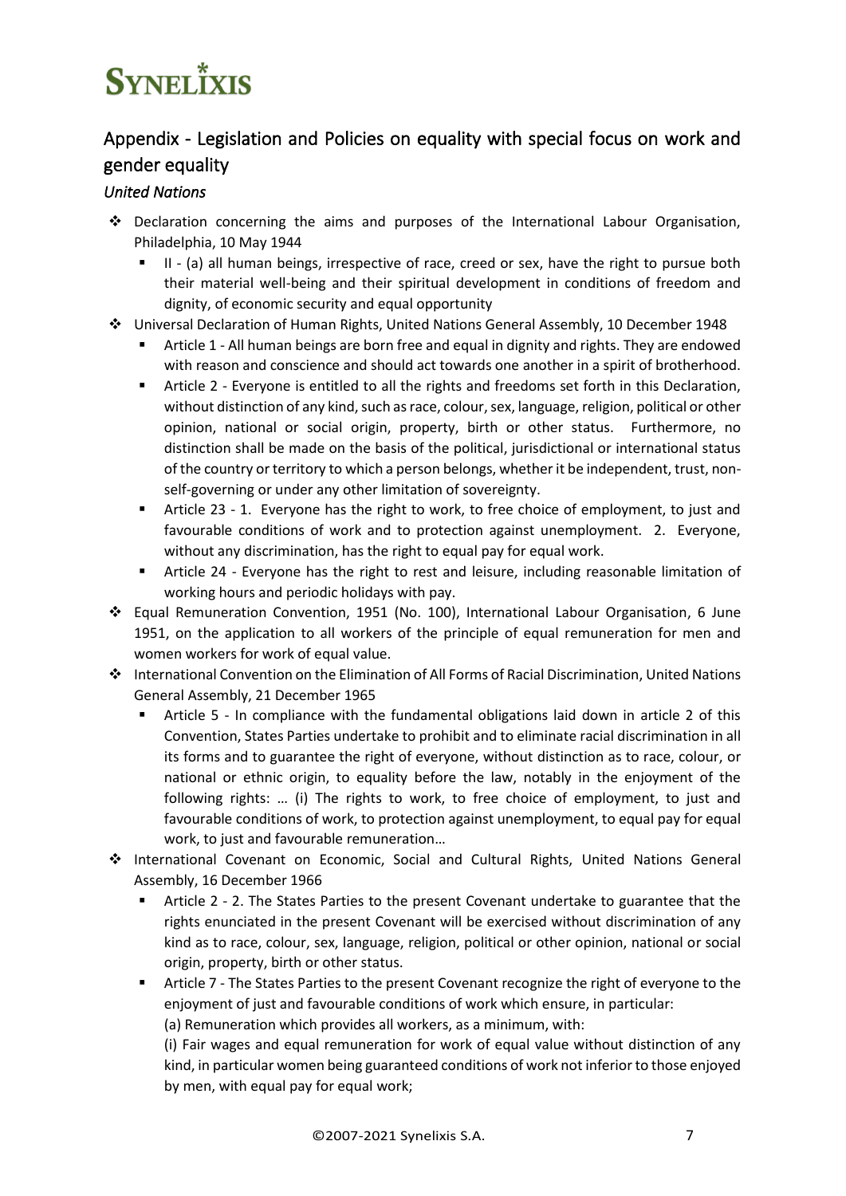## Appendix - Legislation and Policies on equality with special focus on work and gender equality

*United Nations*

- Declaration concerning the aims and purposes of the International Labour Organisation, Philadelphia, 10 May 1944
  - II - (a) all human beings, irrespective of race, creed or sex, have the right to pursue both their material well-being and their spiritual development in conditions of freedom and dignity, of economic security and equal opportunity
- Universal Declaration of Human Rights, United Nations General Assembly, 10 December 1948
  - Article 1 - All human beings are born free and equal in dignity and rights. They are endowed with reason and conscience and should act towards one another in a spirit of brotherhood.
  - Article 2 - Everyone is entitled to all the rights and freedoms set forth in this Declaration, without distinction of any kind, such as race, colour, sex, language, religion, political or other opinion, national or social origin, property, birth or other status. Furthermore, no distinction shall be made on the basis of the political, jurisdictional or international status of the country or territory to which a person belongs, whether it be independent, trust, non-self-governing or under any other limitation of sovereignty.
  - Article 23 - 1. Everyone has the right to work, to free choice of employment, to just and favourable conditions of work and to protection against unemployment. 2. Everyone, without any discrimination, has the right to equal pay for equal work.
  - Article 24 - Everyone has the right to rest and leisure, including reasonable limitation of working hours and periodic holidays with pay.
- Equal Remuneration Convention, 1951 (No. 100), International Labour Organisation, 6 June 1951, on the application to all workers of the principle of equal remuneration for men and women workers for work of equal value.
- International Convention on the Elimination of All Forms of Racial Discrimination, United Nations General Assembly, 21 December 1965
  - Article 5 - In compliance with the fundamental obligations laid down in article 2 of this Convention, States Parties undertake to prohibit and to eliminate racial discrimination in all its forms and to guarantee the right of everyone, without distinction as to race, colour, or national or ethnic origin, to equality before the law, notably in the enjoyment of the following rights: … (i) The rights to work, to free choice of employment, to just and favourable conditions of work, to protection against unemployment, to equal pay for equal work, to just and favourable remuneration…
- International Covenant on Economic, Social and Cultural Rights, United Nations General Assembly, 16 December 1966
  - Article 2 - 2. The States Parties to the present Covenant undertake to guarantee that the rights enunciated in the present Covenant will be exercised without discrimination of any kind as to race, colour, sex, language, religion, political or other opinion, national or social origin, property, birth or other status.
  - Article 7 - The States Parties to the present Covenant recognize the right of everyone to the enjoyment of just and favourable conditions of work which ensure, in particular:

    (a) Remuneration which provides all workers, as a minimum, with:

    (i) Fair wages and equal remuneration for work of equal value without distinction of any kind, in particular women being guaranteed conditions of work not inferior to those enjoyed by men, with equal pay for equal work;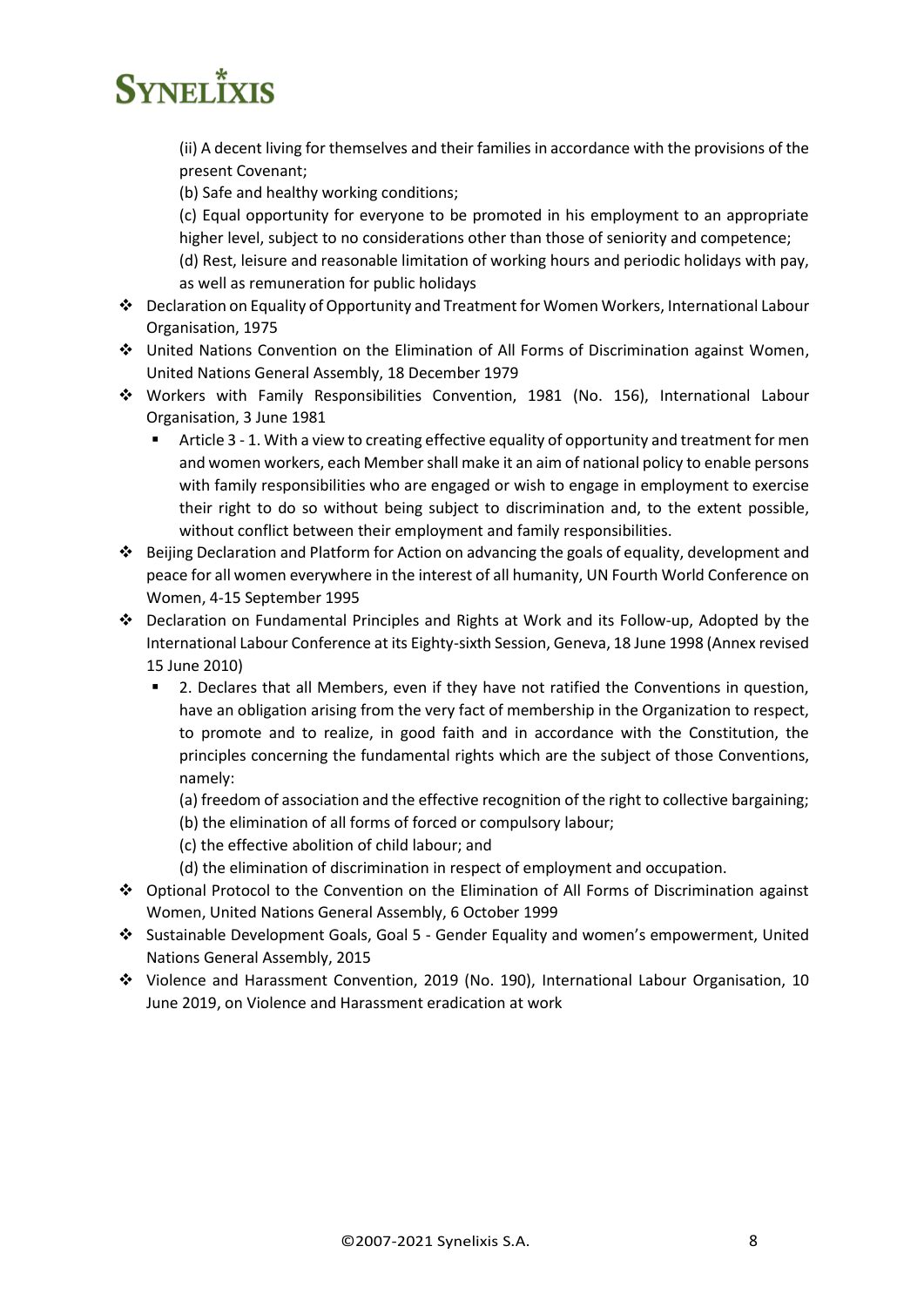(ii) A decent living for themselves and their families in accordance with the provisions of the present Covenant;

(b) Safe and healthy working conditions;

(c) Equal opportunity for everyone to be promoted in his employment to an appropriate higher level, subject to no considerations other than those of seniority and competence;

(d) Rest, leisure and reasonable limitation of working hours and periodic holidays with pay, as well as remuneration for public holidays

- Declaration on Equality of Opportunity and Treatment for Women Workers, International Labour Organisation, 1975
- United Nations Convention on the Elimination of All Forms of Discrimination against Women, United Nations General Assembly, 18 December 1979
- Workers with Family Responsibilities Convention, 1981 (No. 156), International Labour Organisation, 3 June 1981
    - Article 3 - 1. With a view to creating effective equality of opportunity and treatment for men and women workers, each Member shall make it an aim of national policy to enable persons with family responsibilities who are engaged or wish to engage in employment to exercise their right to do so without being subject to discrimination and, to the extent possible, without conflict between their employment and family responsibilities.
- Beijing Declaration and Platform for Action on advancing the goals of equality, development and peace for all women everywhere in the interest of all humanity, UN Fourth World Conference on Women, 4-15 September 1995
- Declaration on Fundamental Principles and Rights at Work and its Follow-up, Adopted by the International Labour Conference at its Eighty-sixth Session, Geneva, 18 June 1998 (Annex revised 15 June 2010)
    - 2. Declares that all Members, even if they have not ratified the Conventions in question, have an obligation arising from the very fact of membership in the Organization to respect, to promote and to realize, in good faith and in accordance with the Constitution, the principles concerning the fundamental rights which are the subject of those Conventions, namely:

      (a) freedom of association and the effective recognition of the right to collective bargaining;

      (b) the elimination of all forms of forced or compulsory labour;

      (c) the effective abolition of child labour; and

      (d) the elimination of discrimination in respect of employment and occupation.
- Optional Protocol to the Convention on the Elimination of All Forms of Discrimination against Women, United Nations General Assembly, 6 October 1999
- Sustainable Development Goals, Goal 5 - Gender Equality and women's empowerment, United Nations General Assembly, 2015
- Violence and Harassment Convention, 2019 (No. 190), International Labour Organisation, 10 June 2019, on Violence and Harassment eradication at work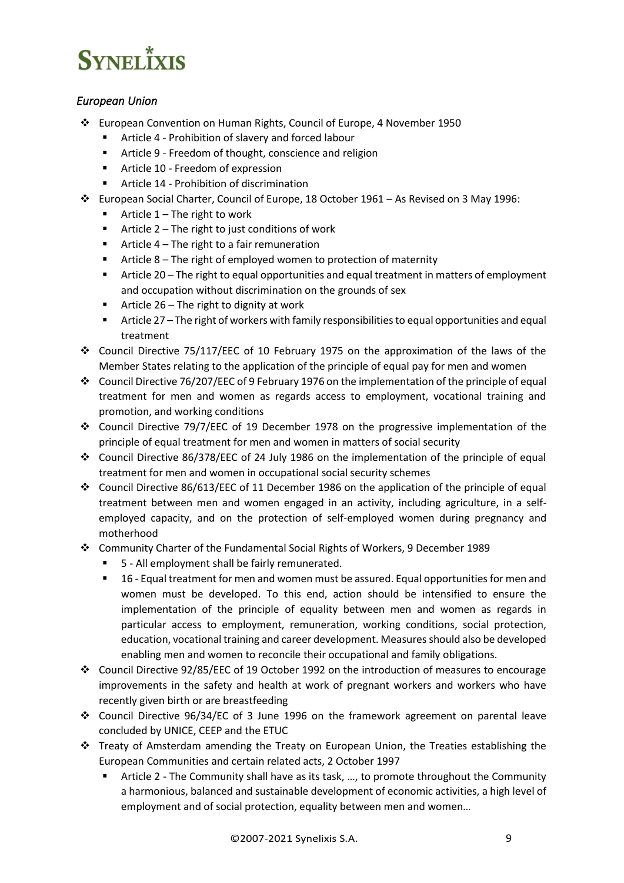*European Union*

- European Convention on Human Rights, Council of Europe, 4 November 1950
  - Article 4 - Prohibition of slavery and forced labour
  - Article 9 - Freedom of thought, conscience and religion
  - Article 10 - Freedom of expression
  - Article 14 - Prohibition of discrimination
- European Social Charter, Council of Europe, 18 October 1961 – As Revised on 3 May 1996:
  - Article 1 – The right to work
  - Article 2 – The right to just conditions of work
  - Article 4 – The right to a fair remuneration
  - Article 8 – The right of employed women to protection of maternity
  - Article 20 – The right to equal opportunities and equal treatment in matters of employment and occupation without discrimination on the grounds of sex
  - Article 26 – The right to dignity at work
  - Article 27 – The right of workers with family responsibilities to equal opportunities and equal treatment
- Council Directive 75/117/EEC of 10 February 1975 on the approximation of the laws of the Member States relating to the application of the principle of equal pay for men and women
- Council Directive 76/207/EEC of 9 February 1976 on the implementation of the principle of equal treatment for men and women as regards access to employment, vocational training and promotion, and working conditions
- Council Directive 79/7/EEC of 19 December 1978 on the progressive implementation of the principle of equal treatment for men and women in matters of social security
- Council Directive 86/378/EEC of 24 July 1986 on the implementation of the principle of equal treatment for men and women in occupational social security schemes
- Council Directive 86/613/EEC of 11 December 1986 on the application of the principle of equal treatment between men and women engaged in an activity, including agriculture, in a self-employed capacity, and on the protection of self-employed women during pregnancy and motherhood
- Community Charter of the Fundamental Social Rights of Workers, 9 December 1989
  - 5 - All employment shall be fairly remunerated.
  - 16 - Equal treatment for men and women must be assured. Equal opportunities for men and women must be developed. To this end, action should be intensified to ensure the implementation of the principle of equality between men and women as regards in particular access to employment, remuneration, working conditions, social protection, education, vocational training and career development. Measures should also be developed enabling men and women to reconcile their occupational and family obligations.
- Council Directive 92/85/EEC of 19 October 1992 on the introduction of measures to encourage improvements in the safety and health at work of pregnant workers and workers who have recently given birth or are breastfeeding
- Council Directive 96/34/EC of 3 June 1996 on the framework agreement on parental leave concluded by UNICE, CEEP and the ETUC
- Treaty of Amsterdam amending the Treaty on European Union, the Treaties establishing the European Communities and certain related acts, 2 October 1997
  - Article 2 - The Community shall have as its task, …, to promote throughout the Community a harmonious, balanced and sustainable development of economic activities, a high level of employment and of social protection, equality between men and women…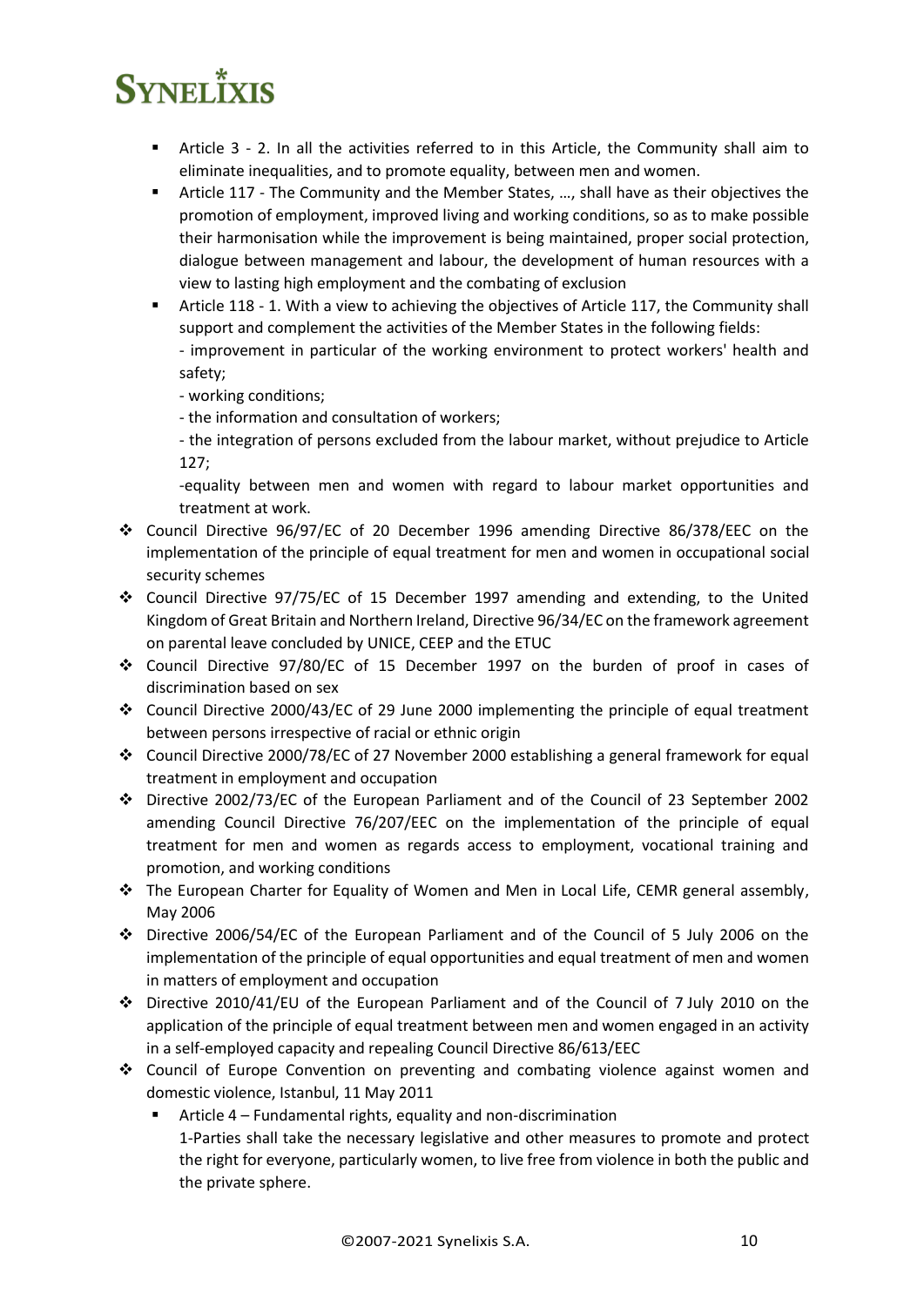- Article 3 - 2. In all the activities referred to in this Article, the Community shall aim to eliminate inequalities, and to promote equality, between men and women.
- Article 117 - The Community and the Member States, …, shall have as their objectives the promotion of employment, improved living and working conditions, so as to make possible their harmonisation while the improvement is being maintained, proper social protection, dialogue between management and labour, the development of human resources with a view to lasting high employment and the combating of exclusion
- Article 118 - 1. With a view to achieving the objectives of Article 117, the Community shall support and complement the activities of the Member States in the following fields:
  - improvement in particular of the working environment to protect workers' health and safety;
  - working conditions;
  - the information and consultation of workers;
  - the integration of persons excluded from the labour market, without prejudice to Article 127;
  - equality between men and women with regard to labour market opportunities and treatment at work.

- Council Directive 96/97/EC of 20 December 1996 amending Directive 86/378/EEC on the implementation of the principle of equal treatment for men and women in occupational social security schemes
- Council Directive 97/75/EC of 15 December 1997 amending and extending, to the United Kingdom of Great Britain and Northern Ireland, Directive 96/34/EC on the framework agreement on parental leave concluded by UNICE, CEEP and the ETUC
- Council Directive 97/80/EC of 15 December 1997 on the burden of proof in cases of discrimination based on sex
- Council Directive 2000/43/EC of 29 June 2000 implementing the principle of equal treatment between persons irrespective of racial or ethnic origin
- Council Directive 2000/78/EC of 27 November 2000 establishing a general framework for equal treatment in employment and occupation
- Directive 2002/73/EC of the European Parliament and of the Council of 23 September 2002 amending Council Directive 76/207/EEC on the implementation of the principle of equal treatment for men and women as regards access to employment, vocational training and promotion, and working conditions
- The European Charter for Equality of Women and Men in Local Life, CEMR general assembly, May 2006
- Directive 2006/54/EC of the European Parliament and of the Council of 5 July 2006 on the implementation of the principle of equal opportunities and equal treatment of men and women in matters of employment and occupation
- Directive 2010/41/EU of the European Parliament and of the Council of 7 July 2010 on the application of the principle of equal treatment between men and women engaged in an activity in a self-employed capacity and repealing Council Directive 86/613/EEC
- Council of Europe Convention on preventing and combating violence against women and domestic violence, Istanbul, 11 May 2011
  - Article 4 – Fundamental rights, equality and non-discrimination
    1-Parties shall take the necessary legislative and other measures to promote and protect the right for everyone, particularly women, to live free from violence in both the public and the private sphere.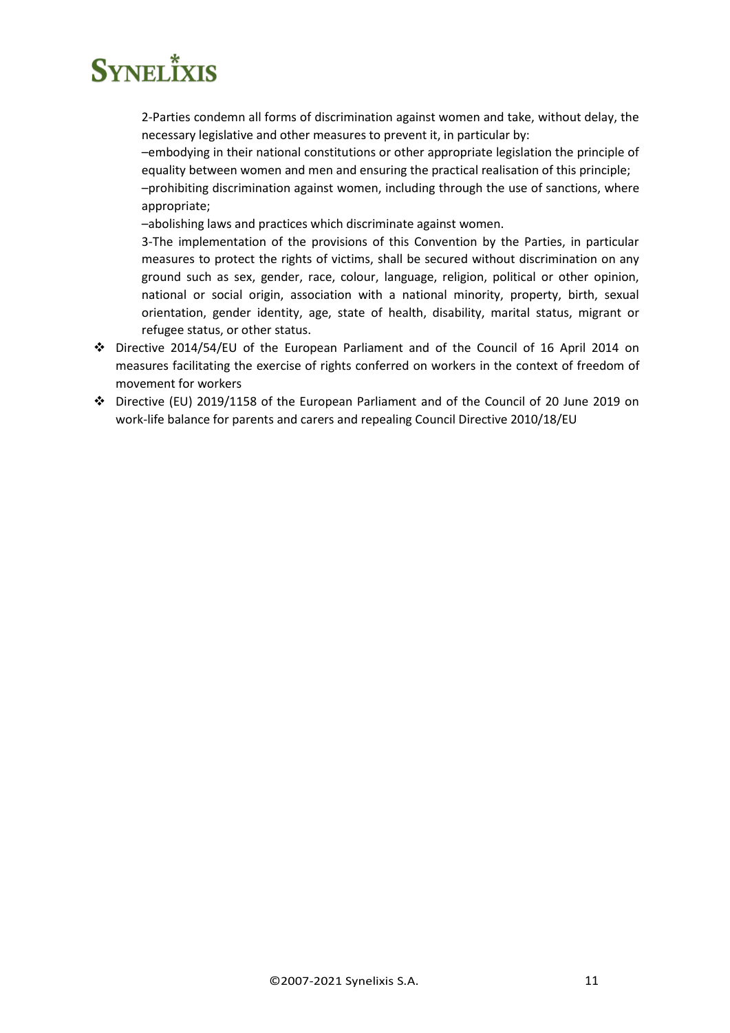2-Parties condemn all forms of discrimination against women and take, without delay, the necessary legislative and other measures to prevent it, in particular by:

–embodying in their national constitutions or other appropriate legislation the principle of equality between women and men and ensuring the practical realisation of this principle;

–prohibiting discrimination against women, including through the use of sanctions, where appropriate;

–abolishing laws and practices which discriminate against women.

3-The implementation of the provisions of this Convention by the Parties, in particular measures to protect the rights of victims, shall be secured without discrimination on any ground such as sex, gender, race, colour, language, religion, political or other opinion, national or social origin, association with a national minority, property, birth, sexual orientation, gender identity, age, state of health, disability, marital status, migrant or refugee status, or other status.

- Directive 2014/54/EU of the European Parliament and of the Council of 16 April 2014 on measures facilitating the exercise of rights conferred on workers in the context of freedom of movement for workers
- Directive (EU) 2019/1158 of the European Parliament and of the Council of 20 June 2019 on work-life balance for parents and carers and repealing Council Directive 2010/18/EU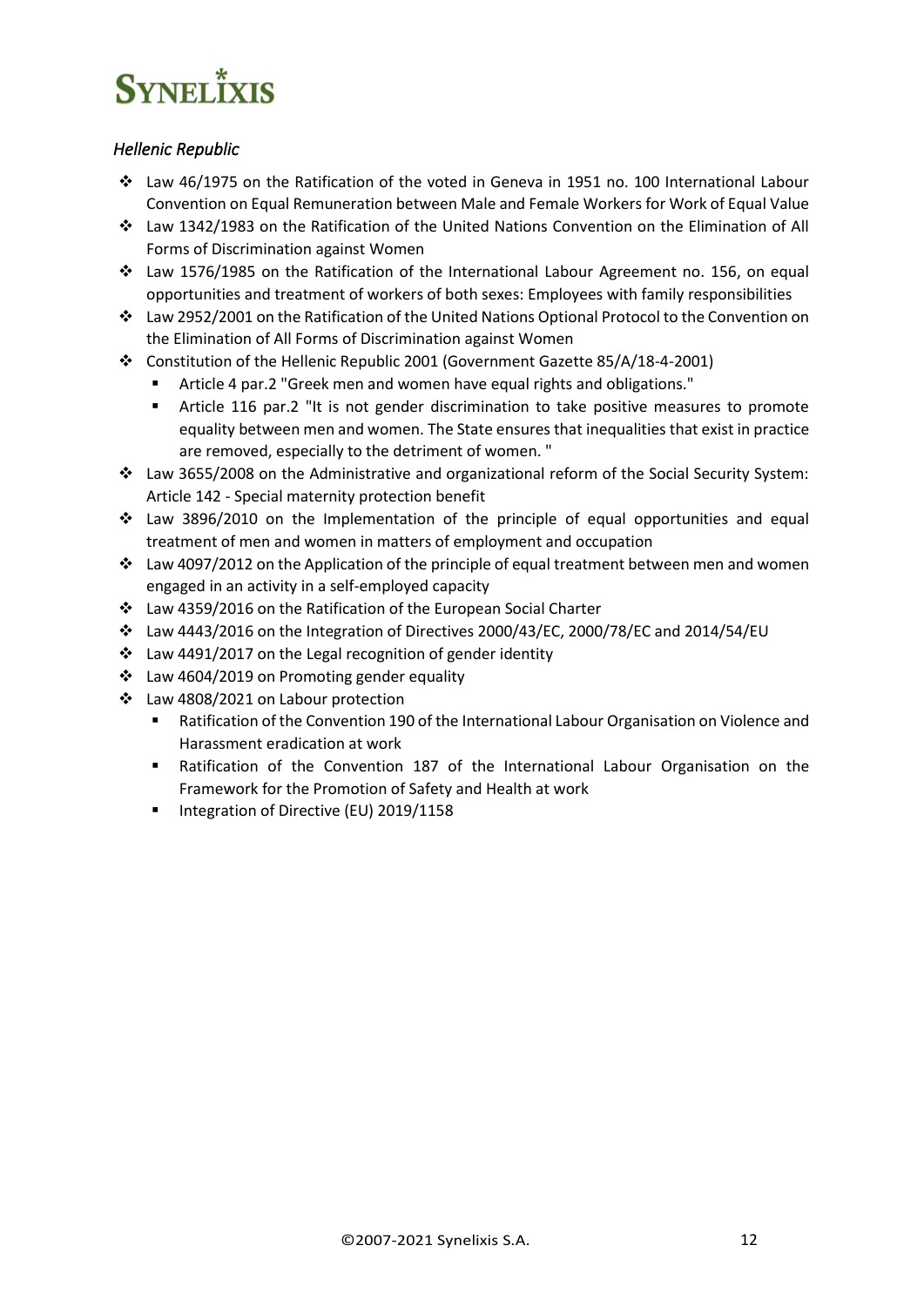*Hellenic Republic*

- Law 46/1975 on the Ratification of the voted in Geneva in 1951 no. 100 International Labour Convention on Equal Remuneration between Male and Female Workers for Work of Equal Value
- Law 1342/1983 on the Ratification of the United Nations Convention on the Elimination of All Forms of Discrimination against Women
- Law 1576/1985 on the Ratification of the International Labour Agreement no. 156, on equal opportunities and treatment of workers of both sexes: Employees with family responsibilities
- Law 2952/2001 on the Ratification of the United Nations Optional Protocol to the Convention on the Elimination of All Forms of Discrimination against Women
- Constitution of the Hellenic Republic 2001 (Government Gazette 85/A/18-4-2001)
  - Article 4 par.2 "Greek men and women have equal rights and obligations."
  - Article 116 par.2 "It is not gender discrimination to take positive measures to promote equality between men and women. The State ensures that inequalities that exist in practice are removed, especially to the detriment of women. "
- Law 3655/2008 on the Administrative and organizational reform of the Social Security System: Article 142 - Special maternity protection benefit
- Law 3896/2010 on the Implementation of the principle of equal opportunities and equal treatment of men and women in matters of employment and occupation
- Law 4097/2012 on the Application of the principle of equal treatment between men and women engaged in an activity in a self-employed capacity
- Law 4359/2016 on the Ratification of the European Social Charter
- Law 4443/2016 on the Integration of Directives 2000/43/EC, 2000/78/EC and 2014/54/EU
- Law 4491/2017 on the Legal recognition of gender identity
- Law 4604/2019 on Promoting gender equality
- Law 4808/2021 on Labour protection
  - Ratification of the Convention 190 of the International Labour Organisation on Violence and Harassment eradication at work
  - Ratification of the Convention 187 of the International Labour Organisation on the Framework for the Promotion of Safety and Health at work
  - Integration of Directive (EU) 2019/1158